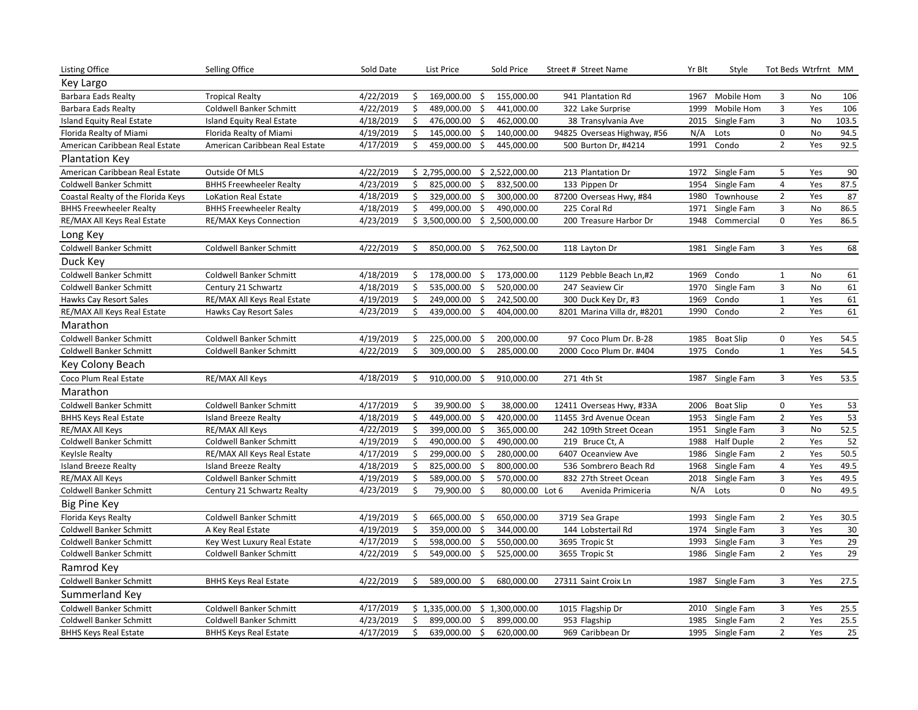| Listing Office | Selling Office | Sold Date | List Price | Sold Price | Street # | Street Name | Yr Blt | Style | Tot Beds | Wtrfrnt | MM |
|---|---|---|---|---|---|---|---|---|---|---|---|
| **Key Largo** | | | | | | | | | | | |
| Barbara Eads Realty | Tropical Realty | 4/22/2019 | $ 169,000.00 | $ 155,000.00 | 941 | Plantation Rd | 1967 | Mobile Hom | 3 | No | 106 |
| Barbara Eads Realty | Coldwell Banker Schmitt | 4/22/2019 | $ 489,000.00 | $ 441,000.00 | 322 | Lake Surprise | 1999 | Mobile Hom | 3 | Yes | 106 |
| Island Equity Real Estate | Island Equity Real Estate | 4/18/2019 | $ 476,000.00 | $ 462,000.00 | 38 | Transylvania Ave | 2015 | Single Fam | 3 | No | 103.5 |
| Florida Realty of Miami | Florida Realty of Miami | 4/19/2019 | $ 145,000.00 | $ 140,000.00 | 94825 | Overseas Highway, #56 | N/A | Lots | 0 | No | 94.5 |
| American Caribbean Real Estate | American Caribbean Real Estate | 4/17/2019 | $ 459,000.00 | $ 445,000.00 | 500 | Burton Dr, #4214 | 1991 | Condo | 2 | Yes | 92.5 |
| **Plantation Key** | | | | | | | | | | | |
| American Caribbean Real Estate | Outside Of MLS | 4/22/2019 | $ 2,795,000.00 | $ 2,522,000.00 | 213 | Plantation Dr | 1972 | Single Fam | 5 | Yes | 90 |
| Coldwell Banker Schmitt | BHHS Freewheeler Realty | 4/23/2019 | $ 825,000.00 | $ 832,500.00 | 133 | Pippen Dr | 1954 | Single Fam | 4 | Yes | 87.5 |
| Coastal Realty of the Florida Keys | LoKation Real Estate | 4/18/2019 | $ 329,000.00 | $ 300,000.00 | 87200 | Overseas Hwy, #84 | 1980 | Townhouse | 2 | Yes | 87 |
| BHHS Freewheeler Realty | BHHS Freewheeler Realty | 4/18/2019 | $ 499,000.00 | $ 490,000.00 | 225 | Coral Rd | 1971 | Single Fam | 3 | No | 86.5 |
| RE/MAX All Keys Real Estate | RE/MAX Keys Connection | 4/23/2019 | $ 3,500,000.00 | $ 2,500,000.00 | 200 | Treasure Harbor Dr | 1948 | Commercial | 0 | Yes | 86.5 |
| **Long Key** | | | | | | | | | | | |
| Coldwell Banker Schmitt | Coldwell Banker Schmitt | 4/22/2019 | $ 850,000.00 | $ 762,500.00 | 118 | Layton Dr | 1981 | Single Fam | 3 | Yes | 68 |
| **Duck Key** | | | | | | | | | | | |
| Coldwell Banker Schmitt | Coldwell Banker Schmitt | 4/18/2019 | $ 178,000.00 | $ 173,000.00 | 1129 | Pebble Beach Ln,#2 | 1969 | Condo | 1 | No | 61 |
| Coldwell Banker Schmitt | Century 21 Schwartz | 4/18/2019 | $ 535,000.00 | $ 520,000.00 | 247 | Seaview Cir | 1970 | Single Fam | 3 | No | 61 |
| Hawks Cay Resort Sales | RE/MAX All Keys Real Estate | 4/19/2019 | $ 249,000.00 | $ 242,500.00 | 300 | Duck Key Dr, #3 | 1969 | Condo | 1 | Yes | 61 |
| RE/MAX All Keys Real Estate | Hawks Cay Resort Sales | 4/23/2019 | $ 439,000.00 | $ 404,000.00 | 8201 | Marina Villa dr, #8201 | 1990 | Condo | 2 | Yes | 61 |
| **Marathon** | | | | | | | | | | | |
| Coldwell Banker Schmitt | Coldwell Banker Schmitt | 4/19/2019 | $ 225,000.00 | $ 200,000.00 | 97 | Coco Plum Dr. B-28 | 1985 | Boat Slip | 0 | Yes | 54.5 |
| Coldwell Banker Schmitt | Coldwell Banker Schmitt | 4/22/2019 | $ 309,000.00 | $ 285,000.00 | 2000 | Coco Plum Dr. #404 | 1975 | Condo | 1 | Yes | 54.5 |
| **Key Colony Beach** | | | | | | | | | | | |
| Coco Plum Real Estate | RE/MAX All Keys | 4/18/2019 | $ 910,000.00 | $ 910,000.00 | 271 | 4th St | 1987 | Single Fam | 3 | Yes | 53.5 |
| **Marathon** | | | | | | | | | | | |
| Coldwell Banker Schmitt | Coldwell Banker Schmitt | 4/17/2019 | $ 39,900.00 | $ 38,000.00 | 12411 | Overseas Hwy, #33A | 2006 | Boat Slip | 0 | Yes | 53 |
| BHHS Keys Real Estate | Island Breeze Realty | 4/18/2019 | $ 449,000.00 | $ 420,000.00 | 11455 | 3rd Avenue Ocean | 1953 | Single Fam | 2 | Yes | 53 |
| RE/MAX All Keys | RE/MAX All Keys | 4/22/2019 | $ 399,000.00 | $ 365,000.00 | 242 | 109th Street Ocean | 1951 | Single Fam | 3 | No | 52.5 |
| Coldwell Banker Schmitt | Coldwell Banker Schmitt | 4/19/2019 | $ 490,000.00 | $ 490,000.00 | 219 | Bruce Ct, A | 1988 | Half Duple | 2 | Yes | 52 |
| KeyIsle Realty | RE/MAX All Keys Real Estate | 4/17/2019 | $ 299,000.00 | $ 280,000.00 | 6407 | Oceanview Ave | 1986 | Single Fam | 2 | Yes | 50.5 |
| Island Breeze Realty | Island Breeze Realty | 4/18/2019 | $ 825,000.00 | $ 800,000.00 | 536 | Sombrero Beach Rd | 1968 | Single Fam | 4 | Yes | 49.5 |
| RE/MAX All Keys | Coldwell Banker Schmitt | 4/19/2019 | $ 589,000.00 | $ 570,000.00 | 832 | 27th Street Ocean | 2018 | Single Fam | 3 | Yes | 49.5 |
| Coldwell Banker Schmitt | Century 21 Schwartz Realty | 4/23/2019 | $ 79,900.00 | $ 80,000.00 | Lot 6 | Avenida Primiceria | N/A | Lots | 0 | No | 49.5 |
| **Big Pine Key** | | | | | | | | | | | |
| Florida Keys Realty | Coldwell Banker Schmitt | 4/19/2019 | $ 665,000.00 | $ 650,000.00 | 3719 | Sea Grape | 1993 | Single Fam | 2 | Yes | 30.5 |
| Coldwell Banker Schmitt | A Key Real Estate | 4/19/2019 | $ 359,000.00 | $ 344,000.00 | 144 | Lobstertail Rd | 1974 | Single Fam | 3 | Yes | 30 |
| Coldwell Banker Schmitt | Key West Luxury Real Estate | 4/17/2019 | $ 598,000.00 | $ 550,000.00 | 3695 | Tropic St | 1993 | Single Fam | 3 | Yes | 29 |
| Coldwell Banker Schmitt | Coldwell Banker Schmitt | 4/22/2019 | $ 549,000.00 | $ 525,000.00 | 3655 | Tropic St | 1986 | Single Fam | 2 | Yes | 29 |
| **Ramrod Key** | | | | | | | | | | | |
| Coldwell Banker Schmitt | BHHS Keys Real Estate | 4/22/2019 | $ 589,000.00 | $ 680,000.00 | 27311 | Saint Croix Ln | 1987 | Single Fam | 3 | Yes | 27.5 |
| **Summerland Key** | | | | | | | | | | | |
| Coldwell Banker Schmitt | Coldwell Banker Schmitt | 4/17/2019 | $ 1,335,000.00 | $ 1,300,000.00 | 1015 | Flagship Dr | 2010 | Single Fam | 3 | Yes | 25.5 |
| Coldwell Banker Schmitt | Coldwell Banker Schmitt | 4/23/2019 | $ 899,000.00 | $ 899,000.00 | 953 | Flagship | 1985 | Single Fam | 2 | Yes | 25.5 |
| BHHS Keys Real Estate | BHHS Keys Real Estate | 4/17/2019 | $ 639,000.00 | $ 620,000.00 | 969 | Caribbean Dr | 1995 | Single Fam | 2 | Yes | 25 |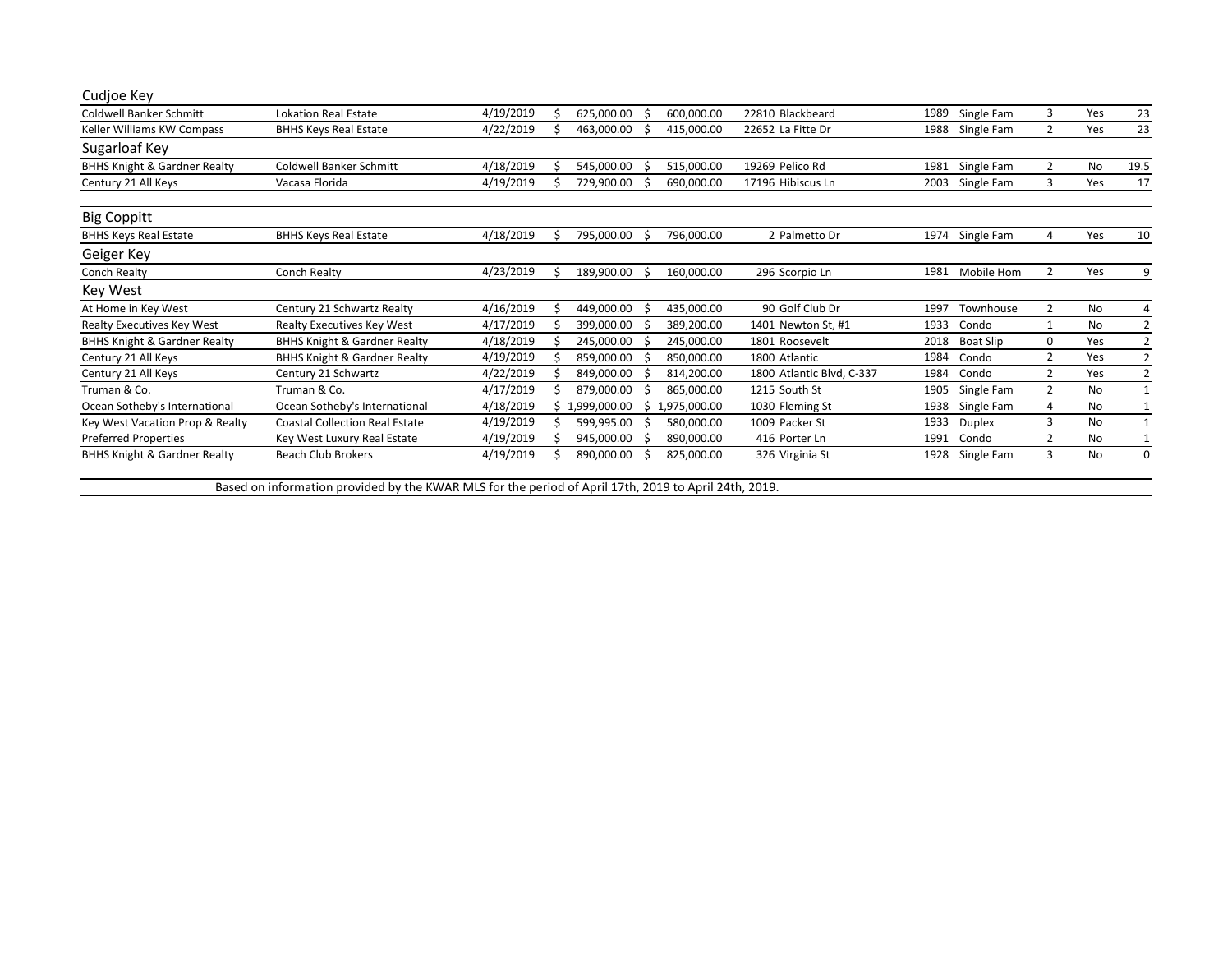| | | | | | | | | | | |
|---|---|---|---|---|---|---|---|---|---|---|
| **Cudjoe Key** | | | | | | | | | | |
| Coldwell Banker Schmitt | Lokation Real Estate | 4/19/2019 | $ 625,000.00 | $ 600,000.00 | 22810 Blackbeard | 1989 | Single Fam | 3 | Yes | 23 |
| Keller Williams KW Compass | BHHS Keys Real Estate | 4/22/2019 | $ 463,000.00 | $ 415,000.00 | 22652 La Fitte Dr | 1988 | Single Fam | 2 | Yes | 23 |
| **Sugarloaf Key** | | | | | | | | | | |
| BHHS Knight & Gardner Realty | Coldwell Banker Schmitt | 4/18/2019 | $ 545,000.00 | $ 515,000.00 | 19269 Pelico Rd | 1981 | Single Fam | 2 | No | 19.5 |
| Century 21 All Keys | Vacasa Florida | 4/19/2019 | $ 729,900.00 | $ 690,000.00 | 17196 Hibiscus Ln | 2003 | Single Fam | 3 | Yes | 17 |
| **Big Coppitt** | | | | | | | | | | |
| BHHS Keys Real Estate | BHHS Keys Real Estate | 4/18/2019 | $ 795,000.00 | $ 796,000.00 | 2 Palmetto Dr | 1974 | Single Fam | 4 | Yes | 10 |
| **Geiger Key** | | | | | | | | | | |
| Conch Realty | Conch Realty | 4/23/2019 | $ 189,900.00 | $ 160,000.00 | 296 Scorpio Ln | 1981 | Mobile Hom | 2 | Yes | 9 |
| **Key West** | | | | | | | | | | |
| At Home in Key West | Century 21 Schwartz Realty | 4/16/2019 | $ 449,000.00 | $ 435,000.00 | 90 Golf Club Dr | 1997 | Townhouse | 2 | No | 4 |
| Realty Executives Key West | Realty Executives Key West | 4/17/2019 | $ 399,000.00 | $ 389,200.00 | 1401 Newton St, #1 | 1933 | Condo | 1 | No | 2 |
| BHHS Knight & Gardner Realty | BHHS Knight & Gardner Realty | 4/18/2019 | $ 245,000.00 | $ 245,000.00 | 1801 Roosevelt | 2018 | Boat Slip | 0 | Yes | 2 |
| Century 21 All Keys | BHHS Knight & Gardner Realty | 4/19/2019 | $ 859,000.00 | $ 850,000.00 | 1800 Atlantic | 1984 | Condo | 2 | Yes | 2 |
| Century 21 All Keys | Century 21 Schwartz | 4/22/2019 | $ 849,000.00 | $ 814,200.00 | 1800 Atlantic Blvd, C-337 | 1984 | Condo | 2 | Yes | 2 |
| Truman & Co. | Truman & Co. | 4/17/2019 | $ 879,000.00 | $ 865,000.00 | 1215 South St | 1905 | Single Fam | 2 | No | 1 |
| Ocean Sotheby's International | Ocean Sotheby's International | 4/18/2019 | $ 1,999,000.00 | $ 1,975,000.00 | 1030 Fleming St | 1938 | Single Fam | 4 | No | 1 |
| Key West Vacation Prop & Realty | Coastal Collection Real Estate | 4/19/2019 | $ 599,995.00 | $ 580,000.00 | 1009 Packer St | 1933 | Duplex | 3 | No | 1 |
| Preferred Properties | Key West Luxury Real Estate | 4/19/2019 | $ 945,000.00 | $ 890,000.00 | 416 Porter Ln | 1991 | Condo | 2 | No | 1 |
| BHHS Knight & Gardner Realty | Beach Club Brokers | 4/19/2019 | $ 890,000.00 | $ 825,000.00 | 326 Virginia St | 1928 | Single Fam | 3 | No | 0 |

Based on information provided by the KWAR MLS for the period of April 17th, 2019 to April 24th, 2019.